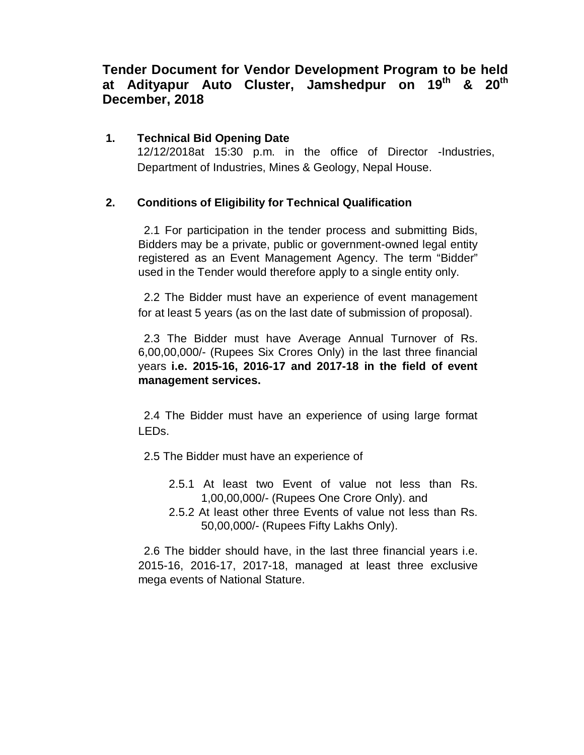# Tender Document for Vendor Development Program to be held at Adityapur Auto Cluster, Jamshedpur on 19th & 20th December, 2018

## 1. Technical Bid Opening Date

12/12/2018at 15:30 p.m. in the office of Director -Industries, Department of Industries, Mines & Geology, Nepal House.

## 2. Conditions of Eligibility for Technical Qualification

2.1 For participation in the tender process and submitting Bids, Bidders may be a private, public or government-owned legal entity registered as an Event Management Agency. The term "Bidder" used in the Tender would therefore apply to a single entity only.

2.2 The Bidder must have an experience of event management for at least 5 years (as on the last date of submission of proposal).

2.3 The Bidder must have Average Annual Turnover of Rs. 6,00,00,000/- (Rupees Six Crores Only) in the last three financial years **i.e. 2015-16, 2016-17 and 2017-18 in the field of event management services.**

2.4 The Bidder must have an experience of using large format LEDs.

2.5 The Bidder must have an experience of

- 2.5.1 At least two Event of value not less than Rs. 1,00,00,000/- (Rupees One Crore Only). and
- 2.5.2 At least other three Events of value not less than Rs. 50,00,000/- (Rupees Fifty Lakhs Only).

2.6 The bidder should have, in the last three financial years i.e. 2015-16, 2016-17, 2017-18, managed at least three exclusive mega events of National Stature.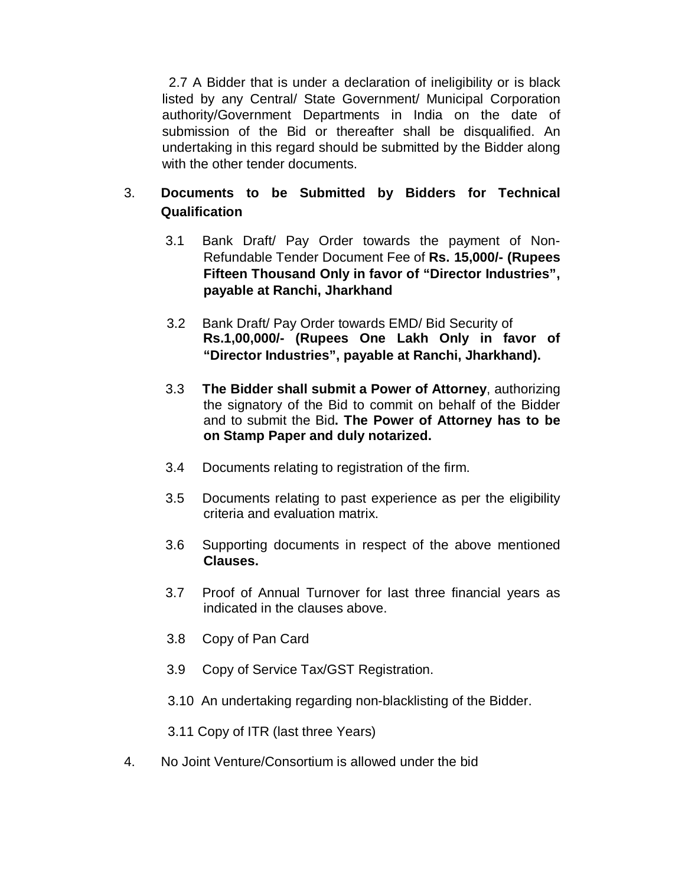2.7 A Bidder that is under a declaration of ineligibility or is black listed by any Central/ State Government/ Municipal Corporation authority/Government Departments in India on the date of submission of the Bid or thereafter shall be disqualified. An undertaking in this regard should be submitted by the Bidder along with the other tender documents.

3. **Documents to be Submitted by Bidders for Technical Qualification**

3.1 Bank Draft/ Pay Order towards the payment of Non-Refundable Tender Document Fee of **Rs. 15,000/- (Rupees Fifteen Thousand Only in favor of "Director Industries", payable at Ranchi, Jharkhand**

3.2 Bank Draft/ Pay Order towards EMD/ Bid Security of **Rs.1,00,000/- (Rupees One Lakh Only in favor of "Director Industries", payable at Ranchi, Jharkhand).**

3.3 **The Bidder shall submit a Power of Attorney**, authorizing the signatory of the Bid to commit on behalf of the Bidder and to submit the Bid**. The Power of Attorney has to be on Stamp Paper and duly notarized.**

3.4 Documents relating to registration of the firm.

3.5 Documents relating to past experience as per the eligibility criteria and evaluation matrix.

3.6 Supporting documents in respect of the above mentioned **Clauses.**

3.7 Proof of Annual Turnover for last three financial years as indicated in the clauses above.

3.8 Copy of Pan Card

3.9 Copy of Service Tax/GST Registration.

3.10 An undertaking regarding non-blacklisting of the Bidder.

3.11 Copy of ITR (last three Years)

4. No Joint Venture/Consortium is allowed under the bid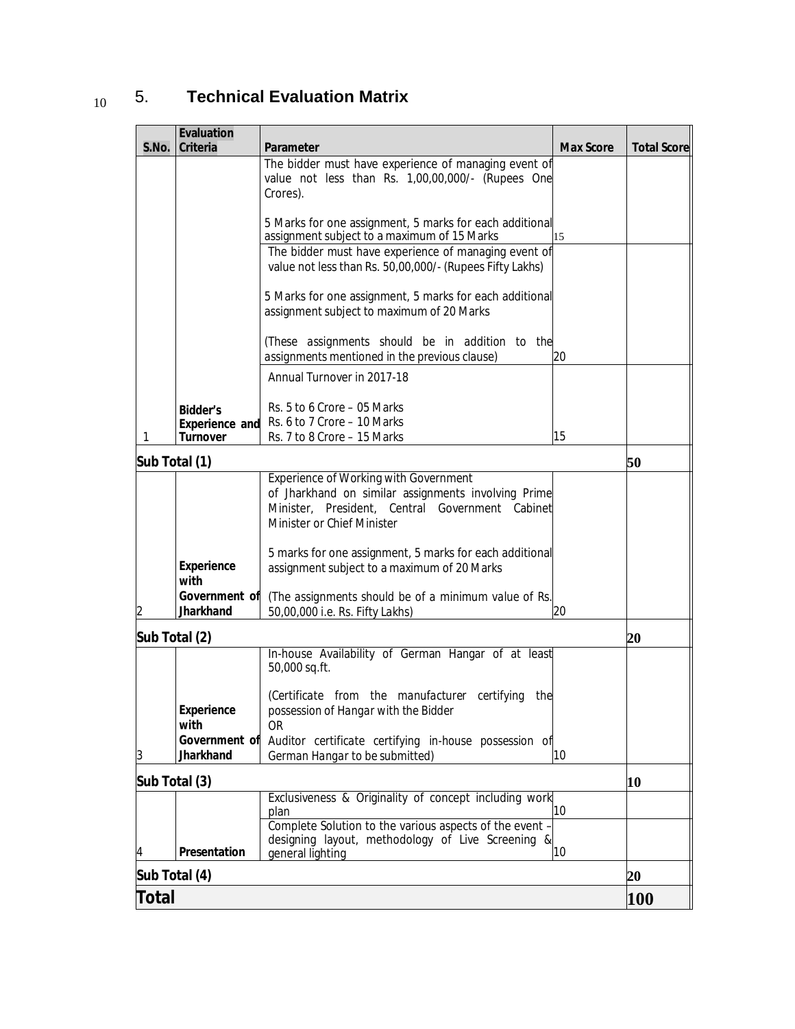## 5. **Technical Evaluation Matrix**

| S.No. | Evaluation Criteria | Parameter | Max Score | Total Score |
|---|---|---|---|---|
| | | The bidder must have experience of managing event of value not less than Rs. 1,00,00,000/- (Rupees One Crores).<br><br>5 Marks for one assignment, 5 marks for each additional assignment subject to a maximum of 15 Marks | 15 | |
| | | The bidder must have experience of managing event of value not less than Rs. 50,00,000/- (Rupees Fifty Lakhs)<br><br>5 Marks for one assignment, 5 marks for each additional assignment subject to maximum of 20 Marks<br><br>(These assignments should be in addition to the assignments mentioned in the previous clause) | 20 | |
| 1 | **Bidder's Experience and Turnover** | Annual Turnover in 2017-18<br><br>Rs. 5 to 6 Crore – 05 Marks<br>Rs. 6 to 7 Crore – 10 Marks<br>Rs. 7 to 8 Crore – 15 Marks | 15 | |
| **Sub Total (1)** | | | | **50** |
| 2 | **Experience with Government of Jharkhand** | Experience of Working with Government of Jharkhand on similar assignments involving Prime Minister, President, Central Government Cabinet Minister or Chief Minister<br><br>5 marks for one assignment, 5 marks for each additional assignment subject to a maximum of 20 Marks<br><br>(The assignments should be of a minimum value of Rs. 50,00,000 i.e. Rs. Fifty Lakhs) | 20 | |
| **Sub Total (2)** | | | | **20** |
| 3 | **Experience with Government of Jharkhand** | In-house Availability of German Hangar of at least 50,000 sq.ft.<br><br>(Certificate from the manufacturer certifying the possession of Hangar with the Bidder<br>OR<br>Auditor certificate certifying in-house possession of German Hangar to be submitted) | 10 | |
| **Sub Total (3)** | | | | **10** |
| | | Exclusiveness & Originality of concept including work plan | 10 | |
| 4 | **Presentation** | Complete Solution to the various aspects of the event – designing layout, methodology of Live Screening & general lighting | 10 | |
| **Sub Total (4)** | | | | **20** |
| **Total** | | | | **100** |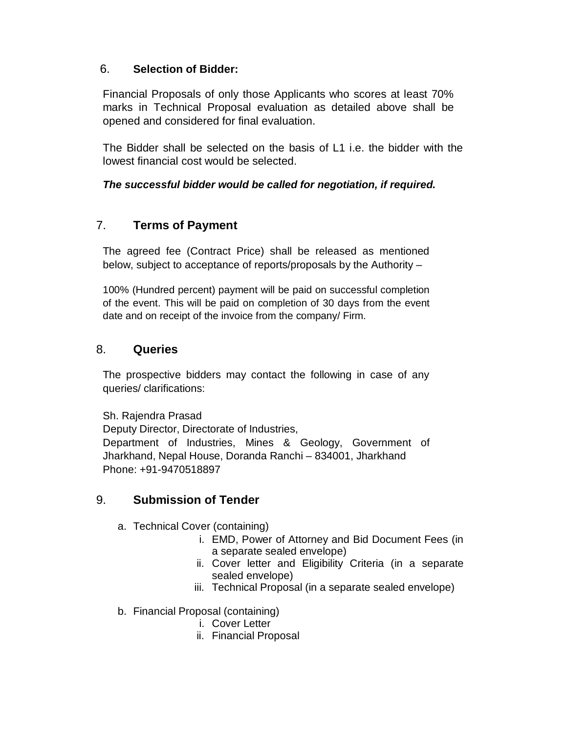## 6. Selection of Bidder:

Financial Proposals of only those Applicants who scores at least 70% marks in Technical Proposal evaluation as detailed above shall be opened and considered for final evaluation.

The Bidder shall be selected on the basis of L1 i.e. the bidder with the lowest financial cost would be selected.

***The successful bidder would be called for negotiation, if required.***

## 7. Terms of Payment

The agreed fee (Contract Price) shall be released as mentioned below, subject to acceptance of reports/proposals by the Authority –

100% (Hundred percent) payment will be paid on successful completion of the event. This will be paid on completion of 30 days from the event date and on receipt of the invoice from the company/ Firm.

## 8. Queries

The prospective bidders may contact the following in case of any queries/ clarifications:

Sh. Rajendra Prasad
Deputy Director, Directorate of Industries,
Department of Industries, Mines & Geology, Government of Jharkhand, Nepal House, Doranda Ranchi – 834001, Jharkhand
Phone: +91-9470518897

## 9. Submission of Tender

a. Technical Cover (containing)
   i. EMD, Power of Attorney and Bid Document Fees (in a separate sealed envelope)
   ii. Cover letter and Eligibility Criteria (in a separate sealed envelope)
   iii. Technical Proposal (in a separate sealed envelope)

b. Financial Proposal (containing)
   i. Cover Letter
   ii. Financial Proposal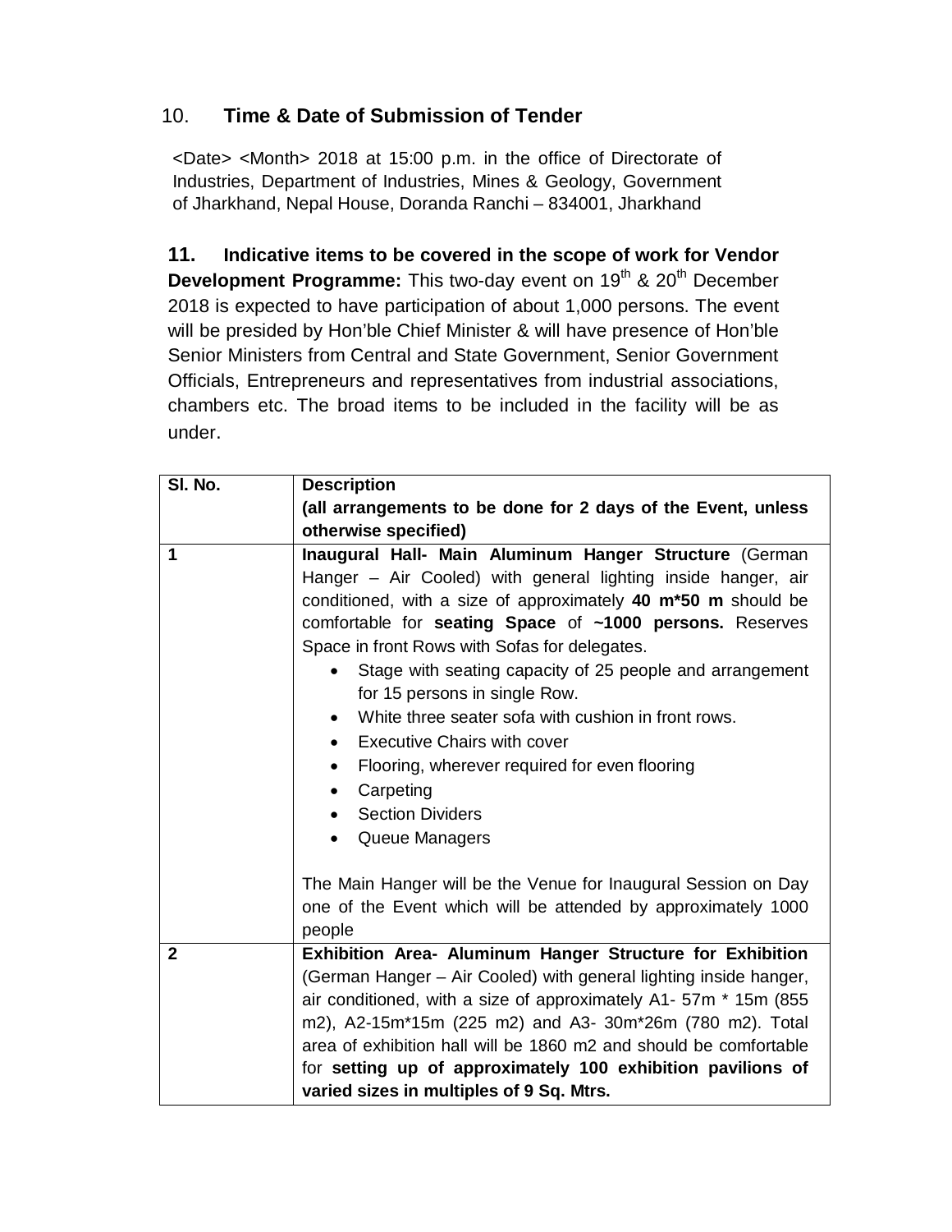## 10. Time & Date of Submission of Tender

<Date> <Month> 2018 at 15:00 p.m. in the office of Directorate of Industries, Department of Industries, Mines & Geology, Government of Jharkhand, Nepal House, Doranda Ranchi – 834001, Jharkhand

**11. Indicative items to be covered in the scope of work for Vendor Development Programme:** This two-day event on 19th & 20th December 2018 is expected to have participation of about 1,000 persons. The event will be presided by Hon'ble Chief Minister & will have presence of Hon'ble Senior Ministers from Central and State Government, Senior Government Officials, Entrepreneurs and representatives from industrial associations, chambers etc. The broad items to be included in the facility will be as under.

| Sl. No. | Description<br>(all arrangements to be done for 2 days of the Event, unless otherwise specified) |
|---|---|
| 1 | **Inaugural Hall- Main Aluminum Hanger Structure** (German Hanger – Air Cooled) with general lighting inside hanger, air conditioned, with a size of approximately **40 m*50 m** should be comfortable for **seating Space** of **~1000 persons.** Reserves Space in front Rows with Sofas for delegates.<br>• Stage with seating capacity of 25 people and arrangement for 15 persons in single Row.<br>• White three seater sofa with cushion in front rows.<br>• Executive Chairs with cover<br>• Flooring, wherever required for even flooring<br>• Carpeting<br>• Section Dividers<br>• Queue Managers<br><br>The Main Hanger will be the Venue for Inaugural Session on Day one of the Event which will be attended by approximately 1000 people |
| 2 | **Exhibition Area- Aluminum Hanger Structure for Exhibition** (German Hanger – Air Cooled) with general lighting inside hanger, air conditioned, with a size of approximately A1- 57m * 15m (855 m2), A2-15m*15m (225 m2) and A3- 30m*26m (780 m2). Total area of exhibition hall will be 1860 m2 and should be comfortable for **setting up of approximately 100 exhibition pavilions of varied sizes in multiples of 9 Sq. Mtrs.** |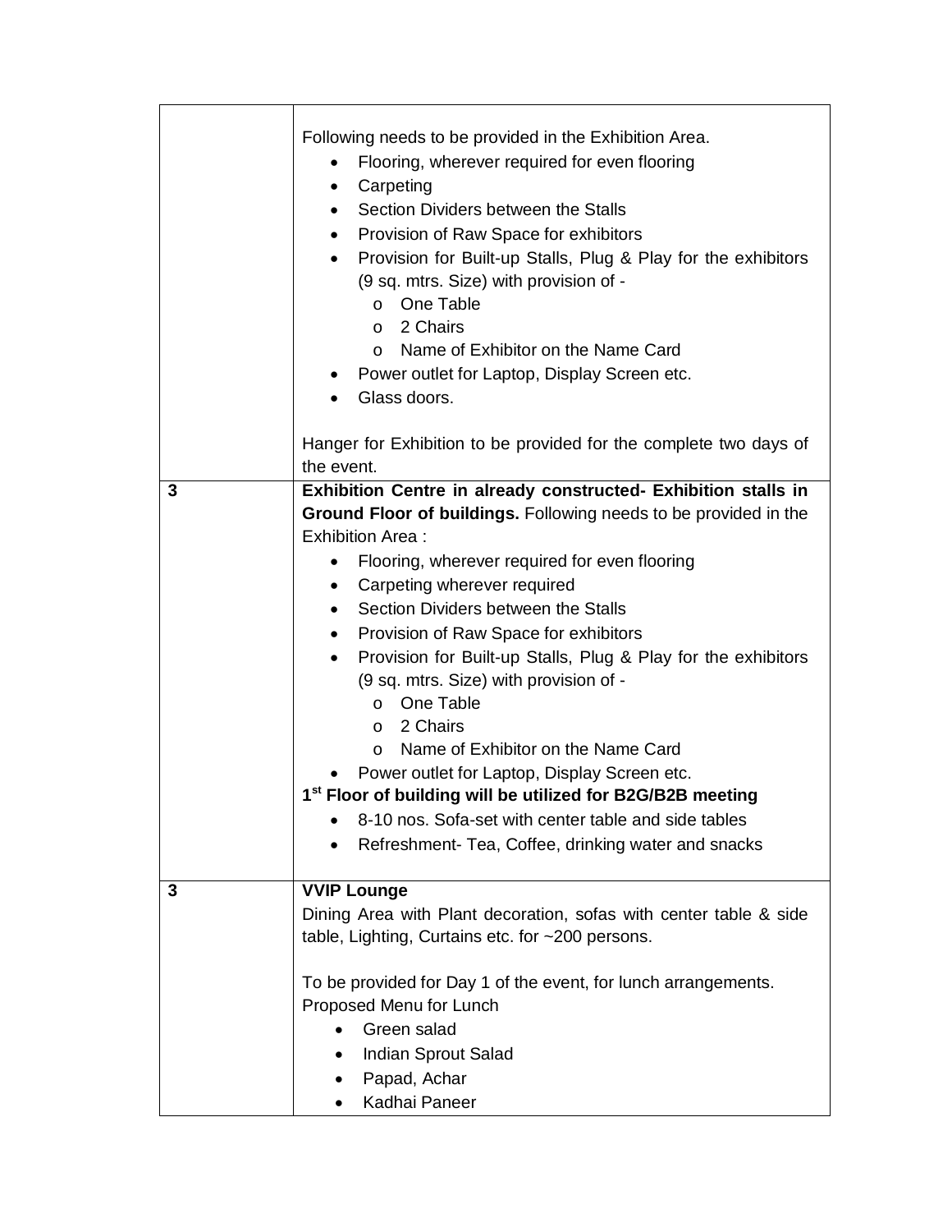| | |
|---|---|
| | Following needs to be provided in the Exhibition Area.<br>• Flooring, wherever required for even flooring<br>• Carpeting<br>• Section Dividers between the Stalls<br>• Provision of Raw Space for exhibitors<br>• Provision for Built-up Stalls, Plug & Play for the exhibitors (9 sq. mtrs. Size) with provision of -<br>  o One Table<br>  o 2 Chairs<br>  o Name of Exhibitor on the Name Card<br>• Power outlet for Laptop, Display Screen etc.<br>• Glass doors.<br><br>Hanger for Exhibition to be provided for the complete two days of the event. |
| **3** | **Exhibition Centre in already constructed- Exhibition stalls in Ground Floor of buildings.** Following needs to be provided in the Exhibition Area :<br>• Flooring, wherever required for even flooring<br>• Carpeting wherever required<br>• Section Dividers between the Stalls<br>• Provision of Raw Space for exhibitors<br>• Provision for Built-up Stalls, Plug & Play for the exhibitors (9 sq. mtrs. Size) with provision of -<br>  o One Table<br>  o 2 Chairs<br>  o Name of Exhibitor on the Name Card<br>• Power outlet for Laptop, Display Screen etc.<br>**1st Floor of building will be utilized for B2G/B2B meeting**<br>• 8-10 nos. Sofa-set with center table and side tables<br>• Refreshment- Tea, Coffee, drinking water and snacks |
| **3** | **VVIP Lounge**<br>Dining Area with Plant decoration, sofas with center table & side table, Lighting, Curtains etc. for ~200 persons.<br><br>To be provided for Day 1 of the event, for lunch arrangements.<br>Proposed Menu for Lunch<br>• Green salad<br>• Indian Sprout Salad<br>• Papad, Achar<br>• Kadhai Paneer |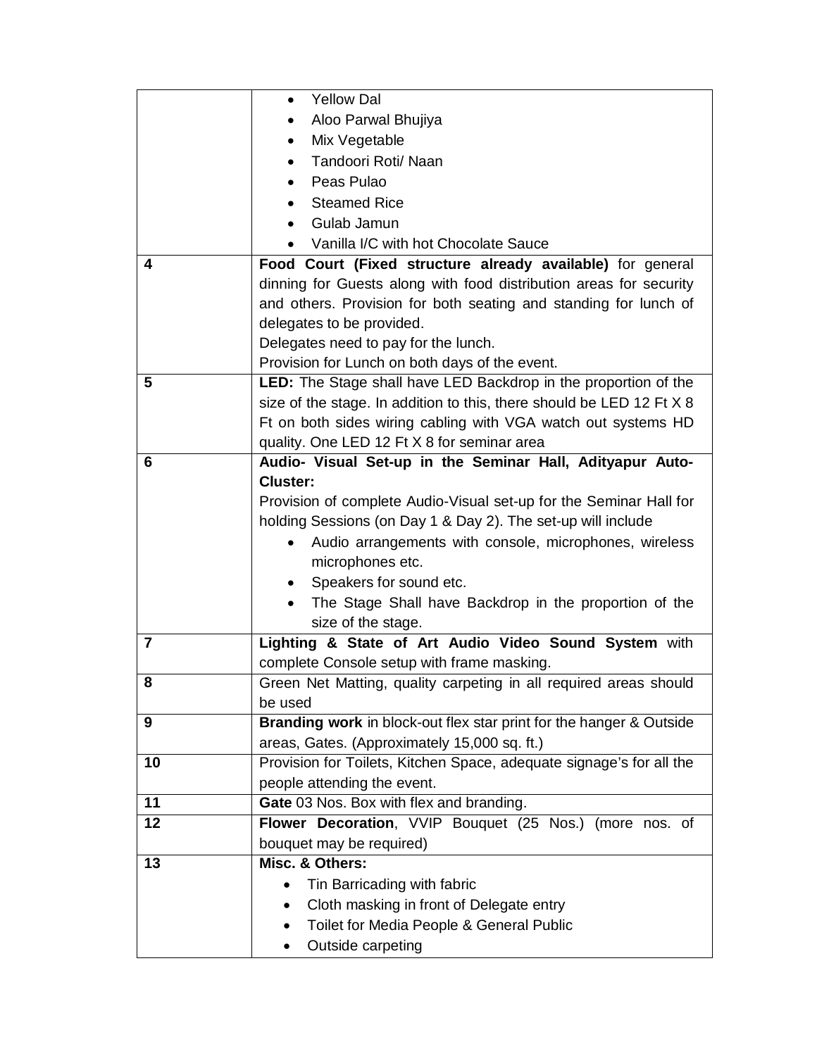| | |
|---|---|
| | • Yellow Dal<br>• Aloo Parwal Bhujiya<br>• Mix Vegetable<br>• Tandoori Roti/ Naan<br>• Peas Pulao<br>• Steamed Rice<br>• Gulab Jamun<br>• Vanilla I/C with hot Chocolate Sauce |
| 4 | **Food Court (Fixed structure already available)** for general dinning for Guests along with food distribution areas for security and others. Provision for both seating and standing for lunch of delegates to be provided.<br>Delegates need to pay for the lunch.<br>Provision for Lunch on both days of the event. |
| 5 | **LED:** The Stage shall have LED Backdrop in the proportion of the size of the stage. In addition to this, there should be LED 12 Ft X 8 Ft on both sides wiring cabling with VGA watch out systems HD quality. One LED 12 Ft X 8 for seminar area |
| 6 | **Audio- Visual Set-up in the Seminar Hall, Adityapur Auto-Cluster:**<br>Provision of complete Audio-Visual set-up for the Seminar Hall for holding Sessions (on Day 1 & Day 2). The set-up will include<br>• Audio arrangements with console, microphones, wireless microphones etc.<br>• Speakers for sound etc.<br>• The Stage Shall have Backdrop in the proportion of the size of the stage. |
| 7 | **Lighting & State of Art Audio Video Sound System** with complete Console setup with frame masking. |
| 8 | Green Net Matting, quality carpeting in all required areas should be used |
| 9 | **Branding work** in block-out flex star print for the hanger & Outside areas, Gates. (Approximately 15,000 sq. ft.) |
| 10 | Provision for Toilets, Kitchen Space, adequate signage's for all the people attending the event. |
| 11 | **Gate** 03 Nos. Box with flex and branding. |
| 12 | **Flower Decoration**, VVIP Bouquet (25 Nos.) (more nos. of bouquet may be required) |
| 13 | **Misc. & Others:**<br>• Tin Barricading with fabric<br>• Cloth masking in front of Delegate entry<br>• Toilet for Media People & General Public<br>• Outside carpeting |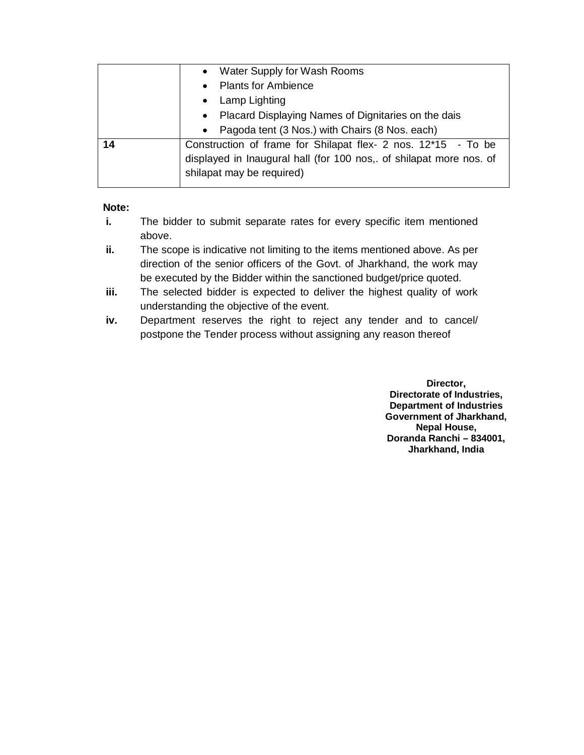| | |
|---|---|
| | • Water Supply for Wash Rooms<br>• Plants for Ambience<br>• Lamp Lighting<br>• Placard Displaying Names of Dignitaries on the dais<br>• Pagoda tent (3 Nos.) with Chairs (8 Nos. each) |
| **14** | Construction of frame for Shilapat flex- 2 nos. 12*15 - To be displayed in Inaugural hall (for 100 nos,. of shilapat more nos. of shilapat may be required) |

**Note:**

- **i.** The bidder to submit separate rates for every specific item mentioned above.
- **ii.** The scope is indicative not limiting to the items mentioned above. As per direction of the senior officers of the Govt. of Jharkhand, the work may be executed by the Bidder within the sanctioned budget/price quoted.
- **iii.** The selected bidder is expected to deliver the highest quality of work understanding the objective of the event.
- **iv.** Department reserves the right to reject any tender and to cancel/ postpone the Tender process without assigning any reason thereof

**Director,**
**Directorate of Industries,**
**Department of Industries**
**Government of Jharkhand,**
**Nepal House,**
**Doranda Ranchi – 834001,**
**Jharkhand, India**